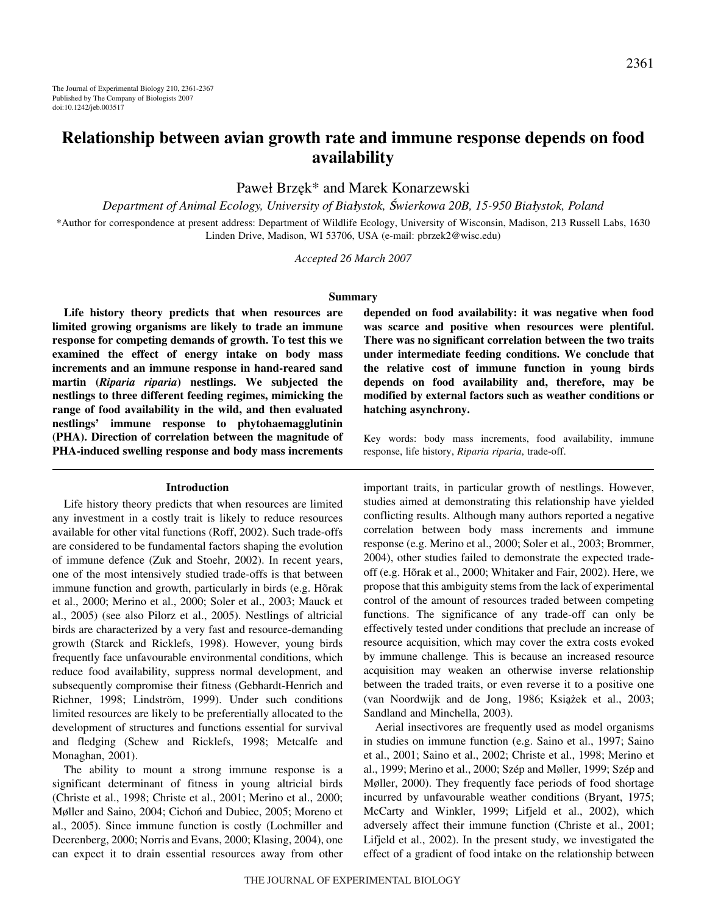The Journal of Experimental Biology 210, 2361-2367
Published by The Company of Biologists 2007
doi:10.1242/jeb.003517

# Relationship between avian growth rate and immune response depends on food availability

Paweł Brzęk* and Marek Konarzewski

*Department of Animal Ecology, University of Białystok, Świerkowa 20B, 15-950 Białystok, Poland*

*Author for correspondence at present address: Department of Wildlife Ecology, University of Wisconsin, Madison, 213 Russell Labs, 1630 Linden Drive, Madison, WI 53706, USA (e-mail: pbrzek2@wisc.edu)

*Accepted 26 March 2007*

## Summary

**Life history theory predicts that when resources are limited growing organisms are likely to trade an immune response for competing demands of growth. To test this we examined the effect of energy intake on body mass increments and an immune response in hand-reared sand martin (*Riparia riparia*) nestlings. We subjected the nestlings to three different feeding regimes, mimicking the range of food availability in the wild, and then evaluated nestlings' immune response to phytohaemagglutinin (PHA). Direction of correlation between the magnitude of PHA-induced swelling response and body mass increments depended on food availability: it was negative when food was scarce and positive when resources were plentiful. There was no significant correlation between the two traits under intermediate feeding conditions. We conclude that the relative cost of immune function in young birds depends on food availability and, therefore, may be modified by external factors such as weather conditions or hatching asynchrony.**

Key words: body mass increments, food availability, immune response, life history, *Riparia riparia*, trade-off.

## Introduction

Life history theory predicts that when resources are limited any investment in a costly trait is likely to reduce resources available for other vital functions (Roff, 2002). Such trade-offs are considered to be fundamental factors shaping the evolution of immune defence (Zuk and Stoehr, 2002). In recent years, one of the most intensively studied trade-offs is that between immune function and growth, particularly in birds (e.g. Hõrak et al., 2000; Merino et al., 2000; Soler et al., 2003; Mauck et al., 2005) (see also Pilorz et al., 2005). Nestlings of altricial birds are characterized by a very fast and resource-demanding growth (Starck and Ricklefs, 1998). However, young birds frequently face unfavourable environmental conditions, which reduce food availability, suppress normal development, and subsequently compromise their fitness (Gebhardt-Henrich and Richner, 1998; Lindström, 1999). Under such conditions limited resources are likely to be preferentially allocated to the development of structures and functions essential for survival and fledging (Schew and Ricklefs, 1998; Metcalfe and Monaghan, 2001).

The ability to mount a strong immune response is a significant determinant of fitness in young altricial birds (Christe et al., 1998; Christe et al., 2001; Merino et al., 2000; Møller and Saino, 2004; Cichoń and Dubiec, 2005; Moreno et al., 2005). Since immune function is costly (Lochmiller and Deerenberg, 2000; Norris and Evans, 2000; Klasing, 2004), one can expect it to drain essential resources away from other important traits, in particular growth of nestlings. However, studies aimed at demonstrating this relationship have yielded conflicting results. Although many authors reported a negative correlation between body mass increments and immune response (e.g. Merino et al., 2000; Soler et al., 2003; Brommer, 2004), other studies failed to demonstrate the expected trade-off (e.g. Hõrak et al., 2000; Whitaker and Fair, 2002). Here, we propose that this ambiguity stems from the lack of experimental control of the amount of resources traded between competing functions. The significance of any trade-off can only be effectively tested under conditions that preclude an increase of resource acquisition, which may cover the extra costs evoked by immune challenge. This is because an increased resource acquisition may weaken an otherwise inverse relationship between the traded traits, or even reverse it to a positive one (van Noordwijk and de Jong, 1986; Książek et al., 2003; Sandland and Minchella, 2003).

Aerial insectivores are frequently used as model organisms in studies on immune function (e.g. Saino et al., 1997; Saino et al., 2001; Saino et al., 2002; Christe et al., 1998; Merino et al., 1999; Merino et al., 2000; Szép and Møller, 1999; Szép and Møller, 2000). They frequently face periods of food shortage incurred by unfavourable weather conditions (Bryant, 1975; McCarty and Winkler, 1999; Lifjeld et al., 2002), which adversely affect their immune function (Christe et al., 2001; Lifjeld et al., 2002). In the present study, we investigated the effect of a gradient of food intake on the relationship between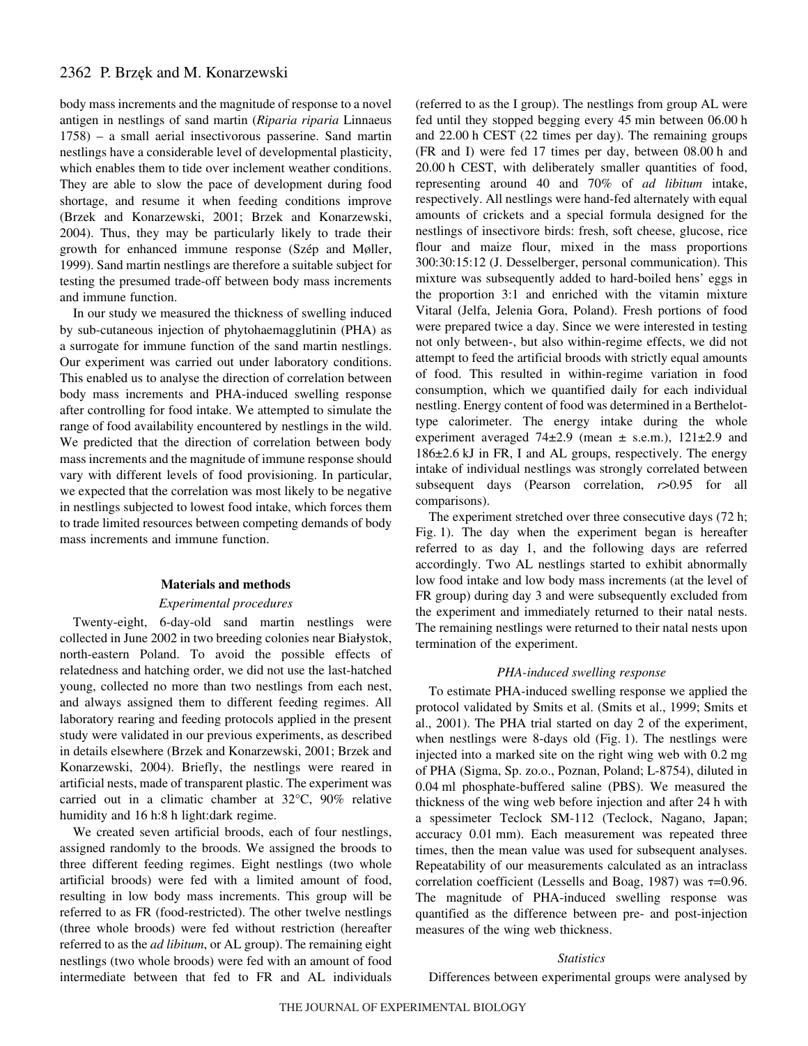body mass increments and the magnitude of response to a novel antigen in nestlings of sand martin (*Riparia riparia* Linnaeus 1758) – a small aerial insectivorous passerine. Sand martin nestlings have a considerable level of developmental plasticity, which enables them to tide over inclement weather conditions. They are able to slow the pace of development during food shortage, and resume it when feeding conditions improve (Brzek and Konarzewski, 2001; Brzek and Konarzewski, 2004). Thus, they may be particularly likely to trade their growth for enhanced immune response (Szép and Møller, 1999). Sand martin nestlings are therefore a suitable subject for testing the presumed trade-off between body mass increments and immune function.

In our study we measured the thickness of swelling induced by sub-cutaneous injection of phytohaemagglutinin (PHA) as a surrogate for immune function of the sand martin nestlings. Our experiment was carried out under laboratory conditions. This enabled us to analyse the direction of correlation between body mass increments and PHA-induced swelling response after controlling for food intake. We attempted to simulate the range of food availability encountered by nestlings in the wild. We predicted that the direction of correlation between body mass increments and the magnitude of immune response should vary with different levels of food provisioning. In particular, we expected that the correlation was most likely to be negative in nestlings subjected to lowest food intake, which forces them to trade limited resources between competing demands of body mass increments and immune function.

## Materials and methods

### Experimental procedures

Twenty-eight, 6-day-old sand martin nestlings were collected in June 2002 in two breeding colonies near Białystok, north-eastern Poland. To avoid the possible effects of relatedness and hatching order, we did not use the last-hatched young, collected no more than two nestlings from each nest, and always assigned them to different feeding regimes. All laboratory rearing and feeding protocols applied in the present study were validated in our previous experiments, as described in details elsewhere (Brzek and Konarzewski, 2001; Brzek and Konarzewski, 2004). Briefly, the nestlings were reared in artificial nests, made of transparent plastic. The experiment was carried out in a climatic chamber at 32°C, 90% relative humidity and 16 h:8 h light:dark regime.

We created seven artificial broods, each of four nestlings, assigned randomly to the broods. We assigned the broods to three different feeding regimes. Eight nestlings (two whole artificial broods) were fed with a limited amount of food, resulting in low body mass increments. This group will be referred to as FR (food-restricted). The other twelve nestlings (three whole broods) were fed without restriction (hereafter referred to as the *ad libitum*, or AL group). The remaining eight nestlings (two whole broods) were fed with an amount of food intermediate between that fed to FR and AL individuals (referred to as the I group). The nestlings from group AL were fed until they stopped begging every 45 min between 06.00 h and 22.00 h CEST (22 times per day). The remaining groups (FR and I) were fed 17 times per day, between 08.00 h and 20.00 h CEST, with deliberately smaller quantities of food, representing around 40 and 70% of *ad libitum* intake, respectively. All nestlings were hand-fed alternately with equal amounts of crickets and a special formula designed for the nestlings of insectivore birds: fresh, soft cheese, glucose, rice flour and maize flour, mixed in the mass proportions 300:30:15:12 (J. Desselberger, personal communication). This mixture was subsequently added to hard-boiled hens' eggs in the proportion 3:1 and enriched with the vitamin mixture Vitaral (Jelfa, Jelenia Gora, Poland). Fresh portions of food were prepared twice a day. Since we were interested in testing not only between-, but also within-regime effects, we did not attempt to feed the artificial broods with strictly equal amounts of food. This resulted in within-regime variation in food consumption, which we quantified daily for each individual nestling. Energy content of food was determined in a Berthelot-type calorimeter. The energy intake during the whole experiment averaged 74±2.9 (mean ± s.e.m.), 121±2.9 and 186±2.6 kJ in FR, I and AL groups, respectively. The energy intake of individual nestlings was strongly correlated between subsequent days (Pearson correlation, $r$>0.95 for all comparisons).

The experiment stretched over three consecutive days (72 h; Fig. 1). The day when the experiment began is hereafter referred to as day 1, and the following days are referred accordingly. Two AL nestlings started to exhibit abnormally low food intake and low body mass increments (at the level of FR group) during day 3 and were subsequently excluded from the experiment and immediately returned to their natal nests. The remaining nestlings were returned to their natal nests upon termination of the experiment.

### PHA-induced swelling response

To estimate PHA-induced swelling response we applied the protocol validated by Smits et al. (Smits et al., 1999; Smits et al., 2001). The PHA trial started on day 2 of the experiment, when nestlings were 8-days old (Fig. 1). The nestlings were injected into a marked site on the right wing web with 0.2 mg of PHA (Sigma, Sp. zo.o., Poznan, Poland; L-8754), diluted in 0.04 ml phosphate-buffered saline (PBS). We measured the thickness of the wing web before injection and after 24 h with a spessimeter Teclock SM-112 (Teclock, Nagano, Japan; accuracy 0.01 mm). Each measurement was repeated three times, then the mean value was used for subsequent analyses. Repeatability of our measurements calculated as an intraclass correlation coefficient (Lessells and Boag, 1987) was $\tau$=0.96. The magnitude of PHA-induced swelling response was quantified as the difference between pre- and post-injection measures of the wing web thickness.

### Statistics

Differences between experimental groups were analysed by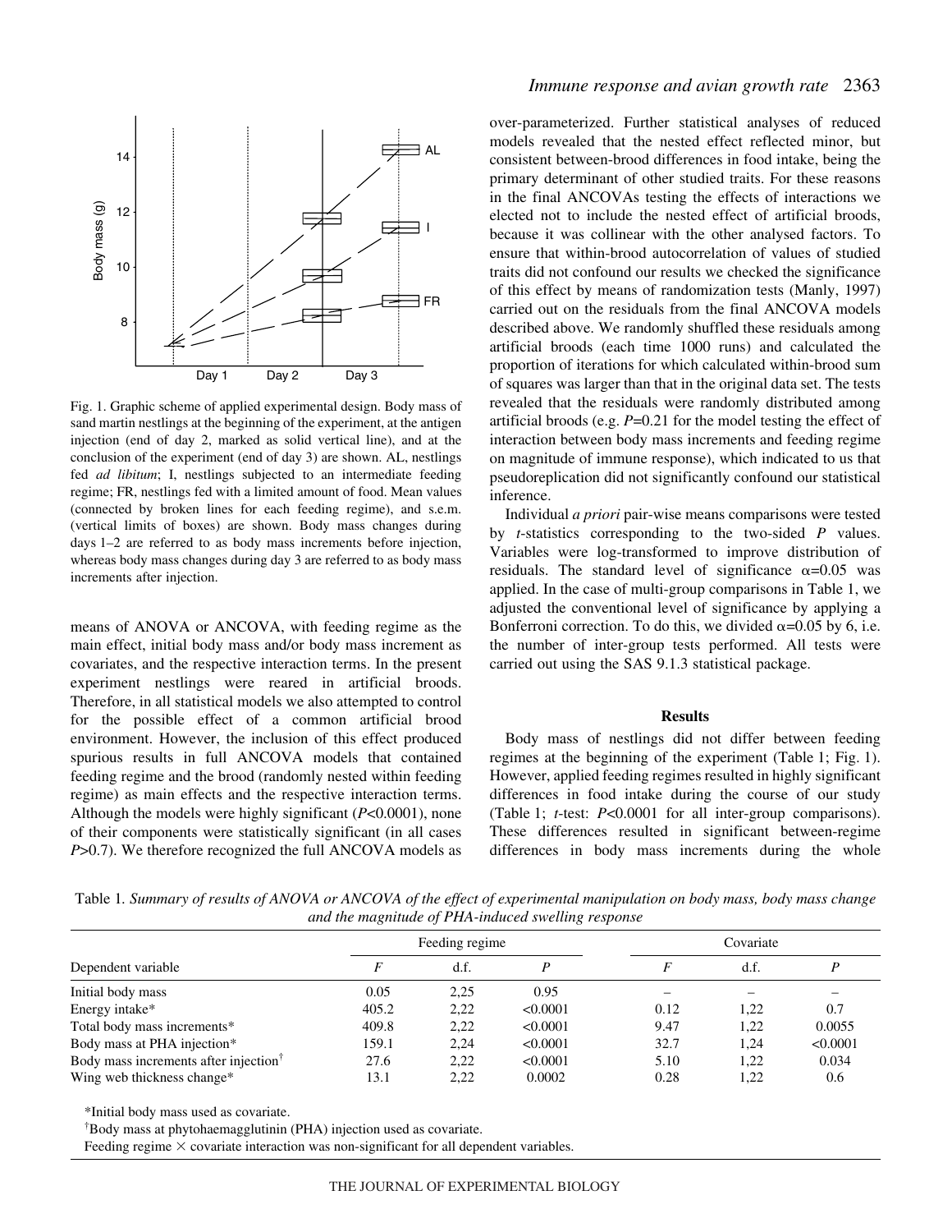Fig. 1. Graphic scheme of applied experimental design. Body mass of sand martin nestlings at the beginning of the experiment, at the antigen injection (end of day 2, marked as solid vertical line), and at the conclusion of the experiment (end of day 3) are shown. AL, nestlings fed *ad libitum*; I, nestlings subjected to an intermediate feeding regime; FR, nestlings fed with a limited amount of food. Mean values (connected by broken lines for each feeding regime), and s.e.m. (vertical limits of boxes) are shown. Body mass changes during days 1–2 are referred to as body mass increments before injection, whereas body mass changes during day 3 are referred to as body mass increments after injection.

means of ANOVA or ANCOVA, with feeding regime as the main effect, initial body mass and/or body mass increment as covariates, and the respective interaction terms. In the present experiment nestlings were reared in artificial broods. Therefore, in all statistical models we also attempted to control for the possible effect of a common artificial brood environment. However, the inclusion of this effect produced spurious results in full ANCOVA models that contained feeding regime and the brood (randomly nested within feeding regime) as main effects and the respective interaction terms. Although the models were highly significant ($P$<0.0001), none of their components were statistically significant (in all cases $P$>0.7). We therefore recognized the full ANCOVA models as over-parameterized. Further statistical analyses of reduced models revealed that the nested effect reflected minor, but consistent between-brood differences in food intake, being the primary determinant of other studied traits. For these reasons in the final ANCOVAs testing the effects of interactions we elected not to include the nested effect of artificial broods, because it was collinear with the other analysed factors. To ensure that within-brood autocorrelation of values of studied traits did not confound our results we checked the significance of this effect by means of randomization tests (Manly, 1997) carried out on the residuals from the final ANCOVA models described above. We randomly shuffled these residuals among artificial broods (each time 1000 runs) and calculated the proportion of iterations for which calculated within-brood sum of squares was larger than that in the original data set. The tests revealed that the residuals were randomly distributed among artificial broods (e.g. $P$=0.21 for the model testing the effect of interaction between body mass increments and feeding regime on magnitude of immune response), which indicated to us that pseudoreplication did not significantly confound our statistical inference.

Individual *a priori* pair-wise means comparisons were tested by $t$-statistics corresponding to the two-sided $P$ values. Variables were log-transformed to improve distribution of residuals. The standard level of significance $\alpha$=0.05 was applied. In the case of multi-group comparisons in Table 1, we adjusted the conventional level of significance by applying a Bonferroni correction. To do this, we divided $\alpha$=0.05 by 6, i.e. the number of inter-group tests performed. All tests were carried out using the SAS 9.1.3 statistical package.

## Results

Body mass of nestlings did not differ between feeding regimes at the beginning of the experiment (Table 1; Fig. 1). However, applied feeding regimes resulted in highly significant differences in food intake during the course of our study (Table 1; $t$-test: $P$<0.0001 for all inter-group comparisons). These differences resulted in significant between-regime differences in body mass increments during the whole

Table 1. *Summary of results of ANOVA or ANCOVA of the effect of experimental manipulation on body mass, body mass change and the magnitude of PHA-induced swelling response*

| | Feeding regime | | | Covariate | | |
|---|---|---|---|---|---|---|
| Dependent variable | $F$ | d.f. | $P$ | $F$ | d.f. | $P$ |
| Initial body mass | 0.05 | 2,25 | 0.95 | – | – | – |
| Energy intake* | 405.2 | 2,22 | <0.0001 | 0.12 | 1,22 | 0.7 |
| Total body mass increments* | 409.8 | 2,22 | <0.0001 | 9.47 | 1,22 | 0.0055 |
| Body mass at PHA injection* | 159.1 | 2,24 | <0.0001 | 32.7 | 1,24 | <0.0001 |
| Body mass increments after injection† | 27.6 | 2,22 | <0.0001 | 5.10 | 1,22 | 0.034 |
| Wing web thickness change* | 13.1 | 2,22 | 0.0002 | 0.28 | 1,22 | 0.6 |

*Initial body mass used as covariate.

†Body mass at phytohaemagglutinin (PHA) injection used as covariate.

Feeding regime × covariate interaction was non-significant for all dependent variables.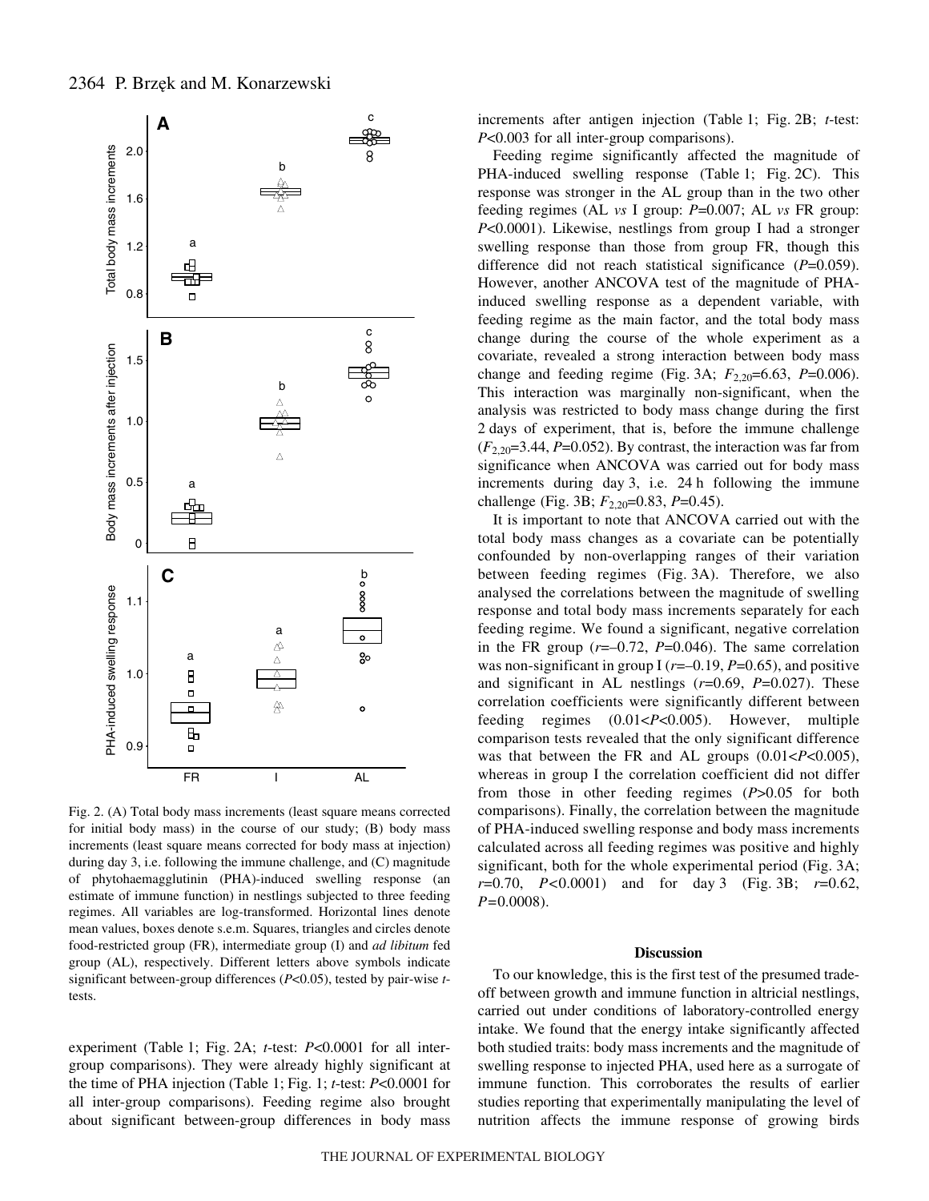Fig. 2. (A) Total body mass increments (least square means corrected for initial body mass) in the course of our study; (B) body mass increments (least square means corrected for body mass at injection) during day 3, i.e. following the immune challenge, and (C) magnitude of phytohaemagglutinin (PHA)-induced swelling response (an estimate of immune function) in nestlings subjected to three feeding regimes. All variables are log-transformed. Horizontal lines denote mean values, boxes denote s.e.m. Squares, triangles and circles denote food-restricted group (FR), intermediate group (I) and *ad libitum* fed group (AL), respectively. Different letters above symbols indicate significant between-group differences ($P<0.05$), tested by pair-wise *t*-tests.

experiment (Table 1; Fig. 2A; *t*-test: $P<0.0001$ for all inter-group comparisons). They were already highly significant at the time of PHA injection (Table 1; Fig. 1; *t*-test: $P<0.0001$ for all inter-group comparisons). Feeding regime also brought about significant between-group differences in body mass increments after antigen injection (Table 1; Fig. 2B; *t*-test: $P<0.003$ for all inter-group comparisons).

Feeding regime significantly affected the magnitude of PHA-induced swelling response (Table 1; Fig. 2C). This response was stronger in the AL group than in the two other feeding regimes (AL *vs* I group: $P=0.007$; AL *vs* FR group: $P<0.0001$). Likewise, nestlings from group I had a stronger swelling response than those from group FR, though this difference did not reach statistical significance ($P=0.059$). However, another ANCOVA test of the magnitude of PHA-induced swelling response as a dependent variable, with feeding regime as the main factor, and the total body mass change during the course of the whole experiment as a covariate, revealed a strong interaction between body mass change and feeding regime (Fig. 3A; $F_{2,20}=6.63$, $P=0.006$). This interaction was marginally non-significant, when the analysis was restricted to body mass change during the first 2 days of experiment, that is, before the immune challenge ($F_{2,20}=3.44$, $P=0.052$). By contrast, the interaction was far from significance when ANCOVA was carried out for body mass increments during day 3, i.e. 24 h following the immune challenge (Fig. 3B; $F_{2,20}=0.83$, $P=0.45$).

It is important to note that ANCOVA carried out with the total body mass changes as a covariate can be potentially confounded by non-overlapping ranges of their variation between feeding regimes (Fig. 3A). Therefore, we also analysed the correlations between the magnitude of swelling response and total body mass increments separately for each feeding regime. We found a significant, negative correlation in the FR group ($r=-0.72$, $P=0.046$). The same correlation was non-significant in group I ($r=-0.19$, $P=0.65$), and positive and significant in AL nestlings ($r=0.69$, $P=0.027$). These correlation coefficients were significantly different between feeding regimes ($0.01<P<0.005$). However, multiple comparison tests revealed that the only significant difference was that between the FR and AL groups ($0.01<P<0.005$), whereas in group I the correlation coefficient did not differ from those in other feeding regimes ($P>0.05$ for both comparisons). Finally, the correlation between the magnitude of PHA-induced swelling response and body mass increments calculated across all feeding regimes was positive and highly significant, both for the whole experimental period (Fig. 3A; $r=0.70$, $P<0.0001$) and for day 3 (Fig. 3B; $r=0.62$, $P=0.0008$).

## Discussion

To our knowledge, this is the first test of the presumed trade-off between growth and immune function in altricial nestlings, carried out under conditions of laboratory-controlled energy intake. We found that the energy intake significantly affected both studied traits: body mass increments and the magnitude of swelling response to injected PHA, used here as a surrogate of immune function. This corroborates the results of earlier studies reporting that experimentally manipulating the level of nutrition affects the immune response of growing birds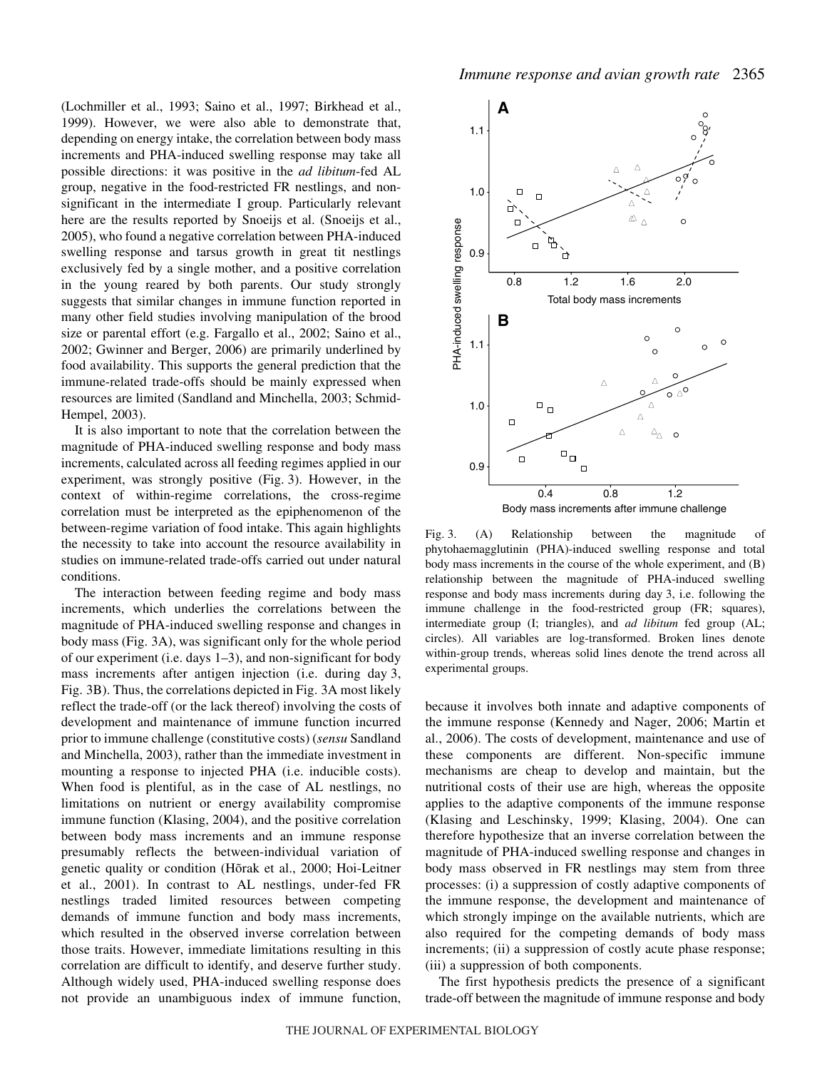(Lochmiller et al., 1993; Saino et al., 1997; Birkhead et al., 1999). However, we were also able to demonstrate that, depending on energy intake, the correlation between body mass increments and PHA-induced swelling response may take all possible directions: it was positive in the *ad libitum*-fed AL group, negative in the food-restricted FR nestlings, and non-significant in the intermediate I group. Particularly relevant here are the results reported by Snoeijs et al. (Snoeijs et al., 2005), who found a negative correlation between PHA-induced swelling response and tarsus growth in great tit nestlings exclusively fed by a single mother, and a positive correlation in the young reared by both parents. Our study strongly suggests that similar changes in immune function reported in many other field studies involving manipulation of the brood size or parental effort (e.g. Fargallo et al., 2002; Saino et al., 2002; Gwinner and Berger, 2006) are primarily underlined by food availability. This supports the general prediction that the immune-related trade-offs should be mainly expressed when resources are limited (Sandland and Minchella, 2003; Schmid-Hempel, 2003).

It is also important to note that the correlation between the magnitude of PHA-induced swelling response and body mass increments, calculated across all feeding regimes applied in our experiment, was strongly positive (Fig. 3). However, in the context of within-regime correlations, the cross-regime correlation must be interpreted as the epiphenomenon of the between-regime variation of food intake. This again highlights the necessity to take into account the resource availability in studies on immune-related trade-offs carried out under natural conditions.

The interaction between feeding regime and body mass increments, which underlies the correlations between the magnitude of PHA-induced swelling response and changes in body mass (Fig. 3A), was significant only for the whole period of our experiment (i.e. days 1–3), and non-significant for body mass increments after antigen injection (i.e. during day 3, Fig. 3B). Thus, the correlations depicted in Fig. 3A most likely reflect the trade-off (or the lack thereof) involving the costs of development and maintenance of immune function incurred prior to immune challenge (constitutive costs) (*sensu* Sandland and Minchella, 2003), rather than the immediate investment in mounting a response to injected PHA (i.e. inducible costs). When food is plentiful, as in the case of AL nestlings, no limitations on nutrient or energy availability compromise immune function (Klasing, 2004), and the positive correlation between body mass increments and an immune response presumably reflects the between-individual variation of genetic quality or condition (Hõrak et al., 2000; Hoi-Leitner et al., 2001). In contrast to AL nestlings, under-fed FR nestlings traded limited resources between competing demands of immune function and body mass increments, which resulted in the observed inverse correlation between those traits. However, immediate limitations resulting in this correlation are difficult to identify, and deserve further study. Although widely used, PHA-induced swelling response does not provide an unambiguous index of immune function, because it involves both innate and adaptive components of the immune response (Kennedy and Nager, 2006; Martin et al., 2006). The costs of development, maintenance and use of these components are different. Non-specific immune mechanisms are cheap to develop and maintain, but the nutritional costs of their use are high, whereas the opposite applies to the adaptive components of the immune response (Klasing and Leschinsky, 1999; Klasing, 2004). One can therefore hypothesize that an inverse correlation between the magnitude of PHA-induced swelling response and changes in body mass observed in FR nestlings may stem from three processes: (i) a suppression of costly adaptive components of the immune response, the development and maintenance of which strongly impinge on the available nutrients, which are also required for the competing demands of body mass increments; (ii) a suppression of costly acute phase response; (iii) a suppression of both components.

Fig. 3. (A) Relationship between the magnitude of phytohaemagglutinin (PHA)-induced swelling response and total body mass increments in the course of the whole experiment, and (B) relationship between the magnitude of PHA-induced swelling response and body mass increments during day 3, i.e. following the immune challenge in the food-restricted group (FR; squares), intermediate group (I; triangles), and *ad libitum* fed group (AL; circles). All variables are log-transformed. Broken lines denote within-group trends, whereas solid lines denote the trend across all experimental groups.

The first hypothesis predicts the presence of a significant trade-off between the magnitude of immune response and body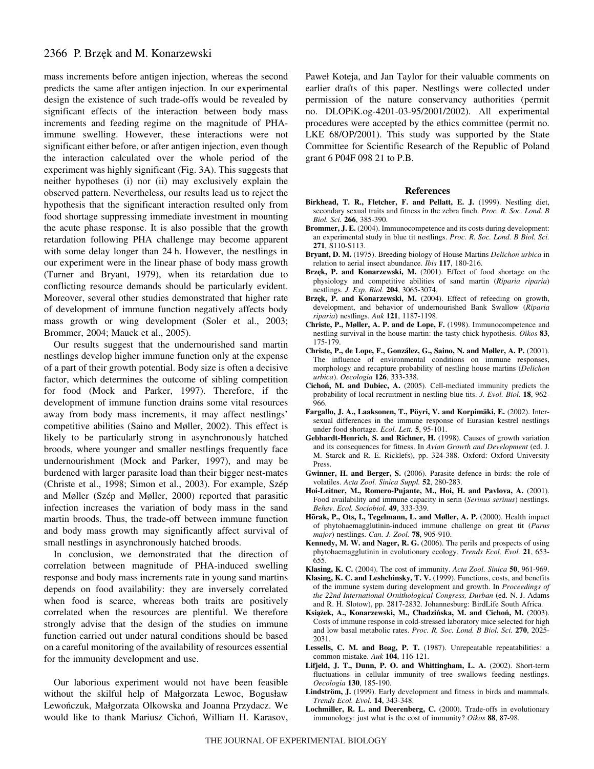mass increments before antigen injection, whereas the second predicts the same after antigen injection. In our experimental design the existence of such trade-offs would be revealed by significant effects of the interaction between body mass increments and feeding regime on the magnitude of PHA-immune swelling. However, these interactions were not significant either before, or after antigen injection, even though the interaction calculated over the whole period of the experiment was highly significant (Fig. 3A). This suggests that neither hypotheses (i) nor (ii) may exclusively explain the observed pattern. Nevertheless, our results lead us to reject the hypothesis that the significant interaction resulted only from food shortage suppressing immediate investment in mounting the acute phase response. It is also possible that the growth retardation following PHA challenge may become apparent with some delay longer than 24 h. However, the nestlings in our experiment were in the linear phase of body mass growth (Turner and Bryant, 1979), when its retardation due to conflicting resource demands should be particularly evident. Moreover, several other studies demonstrated that higher rate of development of immune function negatively affects body mass growth or wing development (Soler et al., 2003; Brommer, 2004; Mauck et al., 2005).

Our results suggest that the undernourished sand martin nestlings develop higher immune function only at the expense of a part of their growth potential. Body size is often a decisive factor, which determines the outcome of sibling competition for food (Mock and Parker, 1997). Therefore, if the development of immune function drains some vital resources away from body mass increments, it may affect nestlings' competitive abilities (Saino and Møller, 2002). This effect is likely to be particularly strong in asynchronously hatched broods, where younger and smaller nestlings frequently face undernourishment (Mock and Parker, 1997), and may be burdened with larger parasite load than their bigger nest-mates (Christe et al., 1998; Simon et al., 2003). For example, Szép and Møller (Szép and Møller, 2000) reported that parasitic infection increases the variation of body mass in the sand martin broods. Thus, the trade-off between immune function and body mass growth may significantly affect survival of small nestlings in asynchronously hatched broods.

In conclusion, we demonstrated that the direction of correlation between magnitude of PHA-induced swelling response and body mass increments rate in young sand martins depends on food availability: they are inversely correlated when food is scarce, whereas both traits are positively correlated when the resources are plentiful. We therefore strongly advise that the design of the studies on immune function carried out under natural conditions should be based on a careful monitoring of the availability of resources essential for the immunity development and use.

Our laborious experiment would not have been feasible without the skilful help of Małgorzata Lewoc, Bogusław Lewończuk, Małgorzata Olkowska and Joanna Przydacz. We would like to thank Mariusz Cichoń, William H. Karasov, Paweł Koteja, and Jan Taylor for their valuable comments on earlier drafts of this paper. Nestlings were collected under permission of the nature conservancy authorities (permit no. DLOPiK.og-4201-03-95/2001/2002). All experimental procedures were accepted by the ethics committee (permit no. LKE 68/OP/2001). This study was supported by the State Committee for Scientific Research of the Republic of Poland grant 6 P04F 098 21 to P.B.

## References

**Birkhead, T. R., Fletcher, F. and Pellatt, E. J.** (1999). Nestling diet, secondary sexual traits and fitness in the zebra finch. *Proc. R. Soc. Lond. B Biol. Sci.* **266**, 385-390.

**Brommer, J. E.** (2004). Immunocompetence and its costs during development: an experimental study in blue tit nestlings. *Proc. R. Soc. Lond. B Biol. Sci.* **271**, S110-S113.

**Bryant, D. M.** (1975). Breeding biology of House Martins *Delichon urbica* in relation to aerial insect abundance. *Ibis* **117**, 180-216.

**Brzęk, P. and Konarzewski, M.** (2001). Effect of food shortage on the physiology and competitive abilities of sand martin (*Riparia riparia*) nestlings. *J. Exp. Biol.* **204**, 3065-3074.

**Brzęk, P. and Konarzewski, M.** (2004). Effect of refeeding on growth, development, and behavior of undernourished Bank Swallow (*Riparia riparia*) nestlings. *Auk* **121**, 1187-1198.

**Christe, P., Møller, A. P. and de Lope, F.** (1998). Immunocompetence and nestling survival in the house martin: the tasty chick hypothesis. *Oikos* **83**, 175-179.

**Christe, P., de Lope, F., González, G., Saino, N. and Møller, A. P.** (2001). The influence of environmental conditions on immune responses, morphology and recapture probability of nestling house martins (*Delichon urbica*). *Oecologia* **126**, 333-338.

**Cichoń, M. and Dubiec, A.** (2005). Cell-mediated immunity predicts the probability of local recruitment in nestling blue tits. *J. Evol. Biol.* **18**, 962-966.

**Fargallo, J. A., Laaksonen, T., Pöyri, V. and Korpimäki, E.** (2002). Inter-sexual differences in the immune response of Eurasian kestrel nestlings under food shortage. *Ecol. Lett.* **5**, 95-101.

**Gebhardt-Henrich, S. and Richner, H.** (1998). Causes of growth variation and its consequences for fitness. In *Avian Growth and Development* (ed. J. M. Starck and R. E. Ricklefs), pp. 324-388. Oxford: Oxford University Press.

**Gwinner, H. and Berger, S.** (2006). Parasite defence in birds: the role of volatiles. *Acta Zool. Sinica Suppl.* **52**, 280-283.

**Hoi-Leitner, M., Romero-Pujante, M., Hoi, H. and Pavlova, A.** (2001). Food availability and immune capacity in serin (*Serinus serinus*) nestlings. *Behav. Ecol. Sociobiol.* **49**, 333-339.

**Hõrak, P., Ots, I., Tegelmann, L. and Møller, A. P.** (2000). Health impact of phytohaemagglutinin-induced immune challenge on great tit (*Parus major*) nestlings. *Can. J. Zool.* **78**, 905-910.

**Kennedy, M. W. and Nager, R. G.** (2006). The perils and prospects of using phytohaemagglutinin in evolutionary ecology. *Trends Ecol. Evol.* **21**, 653-655.

**Klasing, K. C.** (2004). The cost of immunity. *Acta Zool. Sinica* **50**, 961-969.

**Klasing, K. C. and Leshchinsky, T. V.** (1999). Functions, costs, and benefits of the immune system during development and growth. In *Proceedings of the 22nd International Ornithological Congress, Durban* (ed. N. J. Adams and R. H. Slotow), pp. 2817-2832. Johannesburg: BirdLife South Africa.

**Książek, A., Konarzewski, M., Chadzińska, M. and Cichoń, M.** (2003). Costs of immune response in cold-stressed laboratory mice selected for high and low basal metabolic rates. *Proc. R. Soc. Lond. B Biol. Sci.* **270**, 2025-2031.

**Lessells, C. M. and Boag, P. T.** (1987). Unrepeatable repeatabilities: a common mistake. *Auk* **104**, 116-121.

**Lifjeld, J. T., Dunn, P. O. and Whittingham, L. A.** (2002). Short-term fluctuations in cellular immunity of tree swallows feeding nestlings. *Oecologia* **130**, 185-190.

**Lindström, J.** (1999). Early development and fitness in birds and mammals. *Trends Ecol. Evol.* **14**, 343-348.

**Lochmiller, R. L. and Deerenberg, C.** (2000). Trade-offs in evolutionary immunology: just what is the cost of immunity? *Oikos* **88**, 87-98.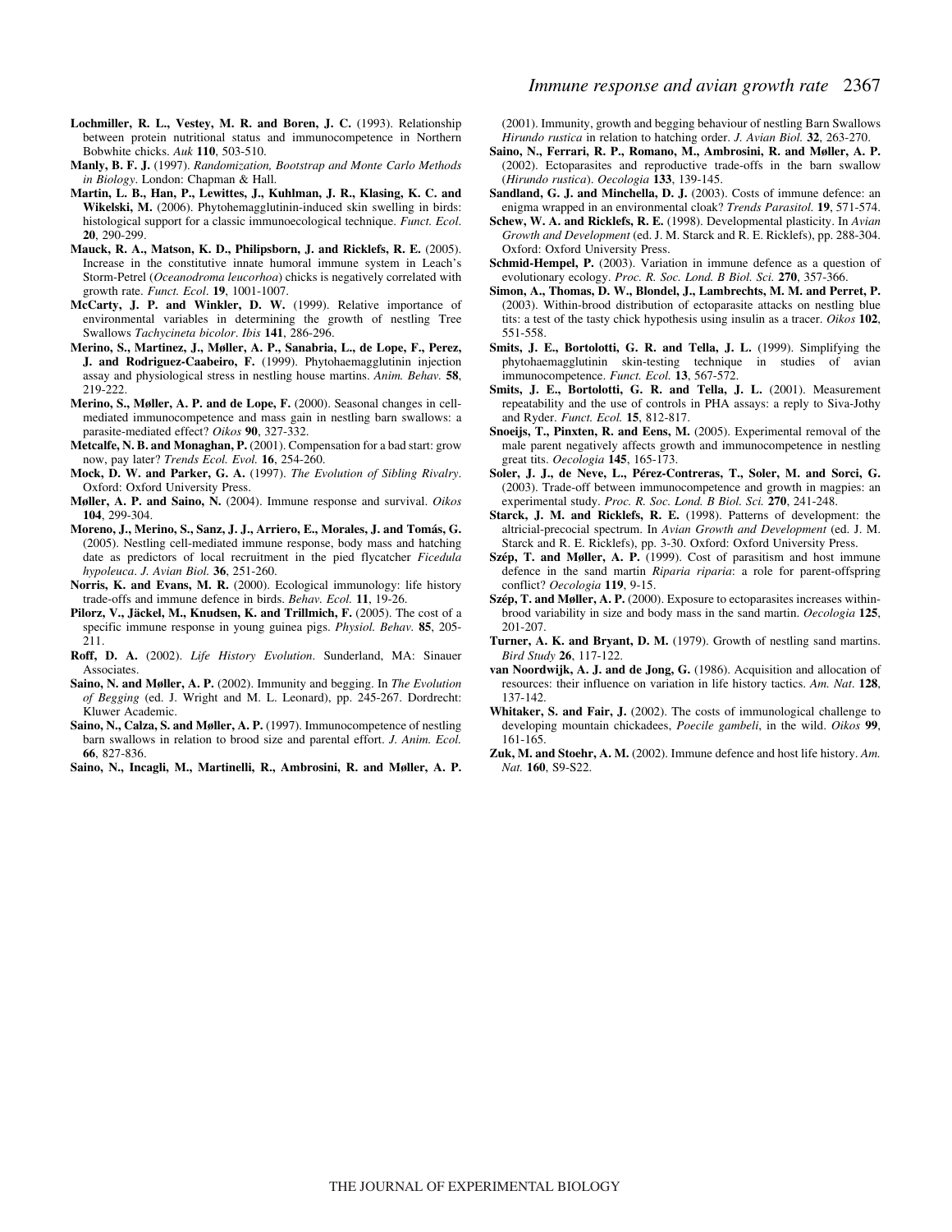**Lochmiller, R. L., Vestey, M. R. and Boren, J. C.** (1993). Relationship between protein nutritional status and immunocompetence in Northern Bobwhite chicks. *Auk* **110**, 503-510.

**Manly, B. F. J.** (1997). *Randomization, Bootstrap and Monte Carlo Methods in Biology*. London: Chapman & Hall.

**Martin, L. B., Han, P., Lewittes, J., Kuhlman, J. R., Klasing, K. C. and Wikelski, M.** (2006). Phytohemagglutinin-induced skin swelling in birds: histological support for a classic immunoecological technique. *Funct. Ecol*. **20**, 290-299.

**Mauck, R. A., Matson, K. D., Philipsborn, J. and Ricklefs, R. E.** (2005). Increase in the constitutive innate humoral immune system in Leach's Storm-Petrel (*Oceanodroma leucorhoa*) chicks is negatively correlated with growth rate. *Funct. Ecol*. **19**, 1001-1007.

**McCarty, J. P. and Winkler, D. W.** (1999). Relative importance of environmental variables in determining the growth of nestling Tree Swallows *Tachycineta bicolor*. *Ibis* **141**, 286-296.

**Merino, S., Martinez, J., Møller, A. P., Sanabria, L., de Lope, F., Perez, J. and Rodriguez-Caabeiro, F.** (1999). Phytohaemagglutinin injection assay and physiological stress in nestling house martins. *Anim. Behav.* **58**, 219-222.

**Merino, S., Møller, A. P. and de Lope, F.** (2000). Seasonal changes in cell-mediated immunocompetence and mass gain in nestling barn swallows: a parasite-mediated effect? *Oikos* **90**, 327-332.

**Metcalfe, N. B. and Monaghan, P.** (2001). Compensation for a bad start: grow now, pay later? *Trends Ecol. Evol.* **16**, 254-260.

**Mock, D. W. and Parker, G. A.** (1997). *The Evolution of Sibling Rivalry*. Oxford: Oxford University Press.

**Møller, A. P. and Saino, N.** (2004). Immune response and survival. *Oikos* **104**, 299-304.

**Moreno, J., Merino, S., Sanz, J. J., Arriero, E., Morales, J. and Tomás, G.** (2005). Nestling cell-mediated immune response, body mass and hatching date as predictors of local recruitment in the pied flycatcher *Ficedula hypoleuca*. *J. Avian Biol.* **36**, 251-260.

**Norris, K. and Evans, M. R.** (2000). Ecological immunology: life history trade-offs and immune defence in birds. *Behav. Ecol.* **11**, 19-26.

**Pilorz, V., Jäckel, M., Knudsen, K. and Trillmich, F.** (2005). The cost of a specific immune response in young guinea pigs. *Physiol. Behav.* **85**, 205-211.

**Roff, D. A.** (2002). *Life History Evolution*. Sunderland, MA: Sinauer Associates.

**Saino, N. and Møller, A. P.** (2002). Immunity and begging. In *The Evolution of Begging* (ed. J. Wright and M. L. Leonard), pp. 245-267. Dordrecht: Kluwer Academic.

**Saino, N., Calza, S. and Møller, A. P.** (1997). Immunocompetence of nestling barn swallows in relation to brood size and parental effort. *J. Anim. Ecol.* **66**, 827-836.

**Saino, N., Incagli, M., Martinelli, R., Ambrosini, R. and Møller, A. P.** (2001). Immunity, growth and begging behaviour of nestling Barn Swallows *Hirundo rustica* in relation to hatching order. *J. Avian Biol.* **32**, 263-270.

**Saino, N., Ferrari, R. P., Romano, M., Ambrosini, R. and Møller, A. P.** (2002). Ectoparasites and reproductive trade-offs in the barn swallow (*Hirundo rustica*). *Oecologia* **133**, 139-145.

**Sandland, G. J. and Minchella, D. J.** (2003). Costs of immune defence: an enigma wrapped in an environmental cloak? *Trends Parasitol.* **19**, 571-574.

**Schew, W. A. and Ricklefs, R. E.** (1998). Developmental plasticity. In *Avian Growth and Development* (ed. J. M. Starck and R. E. Ricklefs), pp. 288-304. Oxford: Oxford University Press.

**Schmid-Hempel, P.** (2003). Variation in immune defence as a question of evolutionary ecology. *Proc. R. Soc. Lond. B Biol. Sci.* **270**, 357-366.

**Simon, A., Thomas, D. W., Blondel, J., Lambrechts, M. M. and Perret, P.** (2003). Within-brood distribution of ectoparasite attacks on nestling blue tits: a test of the tasty chick hypothesis using insulin as a tracer. *Oikos* **102**, 551-558.

**Smits, J. E., Bortolotti, G. R. and Tella, J. L.** (1999). Simplifying the phytohaemagglutinin skin-testing technique in studies of avian immunocompetence. *Funct. Ecol.* **13**, 567-572.

**Smits, J. E., Bortolotti, G. R. and Tella, J. L.** (2001). Measurement repeatability and the use of controls in PHA assays: a reply to Siva-Jothy and Ryder. *Funct. Ecol.* **15**, 812-817.

**Snoeijs, T., Pinxten, R. and Eens, M.** (2005). Experimental removal of the male parent negatively affects growth and immunocompetence in nestling great tits. *Oecologia* **145**, 165-173.

**Soler, J. J., de Neve, L., Pérez-Contreras, T., Soler, M. and Sorci, G.** (2003). Trade-off between immunocompetence and growth in magpies: an experimental study. *Proc. R. Soc. Lond. B Biol. Sci.* **270**, 241-248.

**Starck, J. M. and Ricklefs, R. E.** (1998). Patterns of development: the altricial-precocial spectrum. In *Avian Growth and Development* (ed. J. M. Starck and R. E. Ricklefs), pp. 3-30. Oxford: Oxford University Press.

**Szép, T. and Møller, A. P.** (1999). Cost of parasitism and host immune defence in the sand martin *Riparia riparia*: a role for parent-offspring conflict? *Oecologia* **119**, 9-15.

**Szép, T. and Møller, A. P.** (2000). Exposure to ectoparasites increases within-brood variability in size and body mass in the sand martin. *Oecologia* **125**, 201-207.

**Turner, A. K. and Bryant, D. M.** (1979). Growth of nestling sand martins. *Bird Study* **26**, 117-122.

**van Noordwijk, A. J. and de Jong, G.** (1986). Acquisition and allocation of resources: their influence on variation in life history tactics. *Am. Nat.* **128**, 137-142.

**Whitaker, S. and Fair, J.** (2002). The costs of immunological challenge to developing mountain chickadees, *Poecile gambeli*, in the wild. *Oikos* **99**, 161-165.

**Zuk, M. and Stoehr, A. M.** (2002). Immune defence and host life history. *Am. Nat.* **160**, S9-S22.